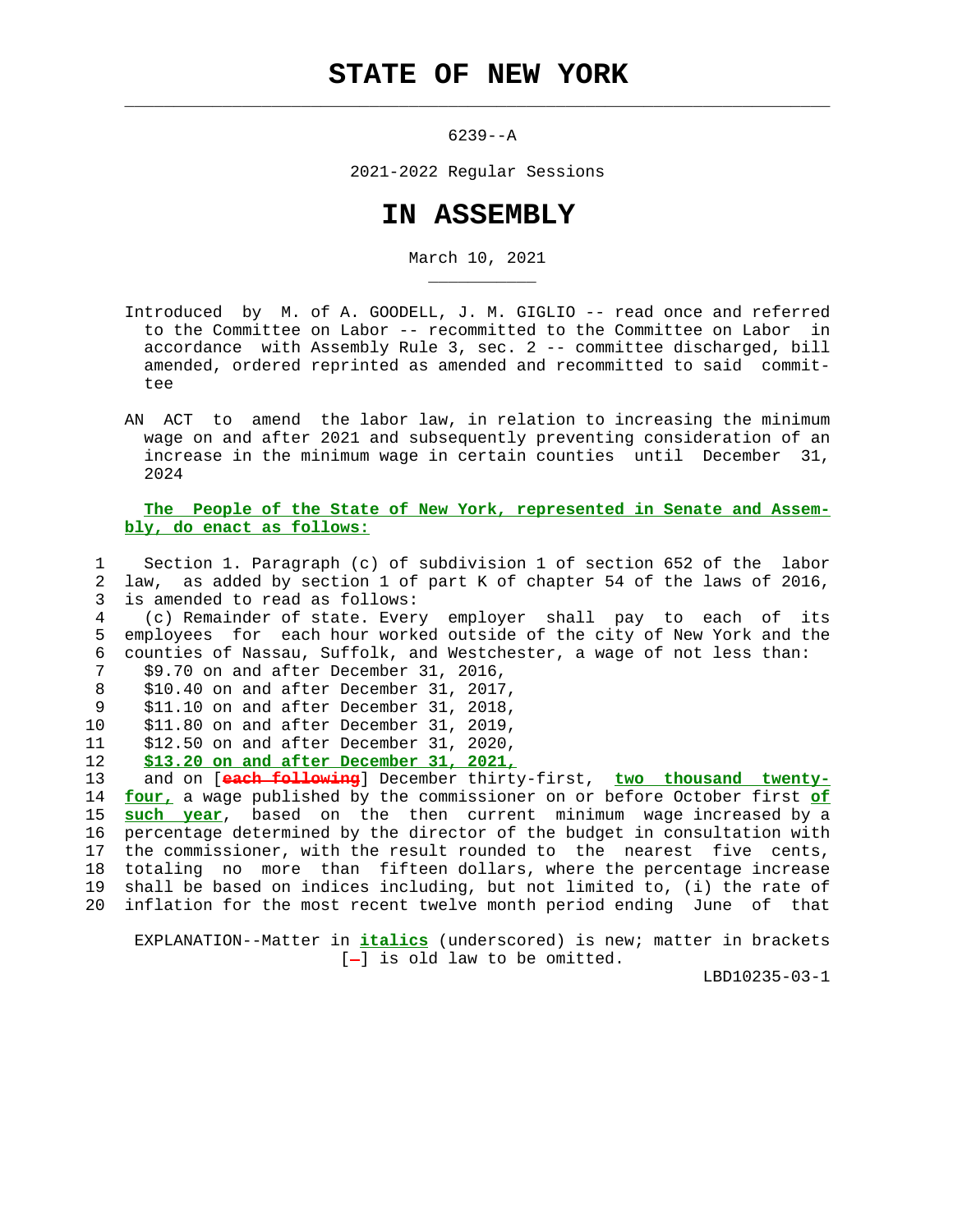# STATE OF NEW YORK

6239--A

2021-2022 Regular Sessions

# IN ASSEMBLY

March 10, 2021

Introduced by M. of A. GOODELL, J. M. GIGLIO -- read once and referred to the Committee on Labor -- recommitted to the Committee on Labor in accordance with Assembly Rule 3, sec. 2 -- committee discharged, bill amended, ordered reprinted as amended and recommitted to said committee

AN ACT to amend the labor law, in relation to increasing the minimum wage on and after 2021 and subsequently preventing consideration of an increase in the minimum wage in certain counties until December 31, 2024

**The People of the State of New York, represented in Senate and Assembly, do enact as follows:**

1 Section 1. Paragraph (c) of subdivision 1 of section 652 of the labor
2 law, as added by section 1 of part K of chapter 54 of the laws of 2016,
3 is amended to read as follows:
4 (c) Remainder of state. Every employer shall pay to each of its
5 employees for each hour worked outside of the city of New York and the
6 counties of Nassau, Suffolk, and Westchester, a wage of not less than:
7 $9.70 on and after December 31, 2016,
8 $10.40 on and after December 31, 2017,
9 $11.10 on and after December 31, 2018,
10 $11.80 on and after December 31, 2019,
11 $12.50 on and after December 31, 2020,
12 ***$13.20 on and after December 31, 2021,***
13 and on [~~each following~~] December thirty-first, ***two thousand twenty-***
14 ***four,*** a wage published by the commissioner on or before October first ***of***
15 ***such year***, based on the then current minimum wage increased by a
16 percentage determined by the director of the budget in consultation with
17 the commissioner, with the result rounded to the nearest five cents,
18 totaling no more than fifteen dollars, where the percentage increase
19 shall be based on indices including, but not limited to, (i) the rate of
20 inflation for the most recent twelve month period ending June of that

EXPLANATION--Matter in ***italics*** (underscored) is new; matter in brackets [~~-~~] is old law to be omitted.

LBD10235-03-1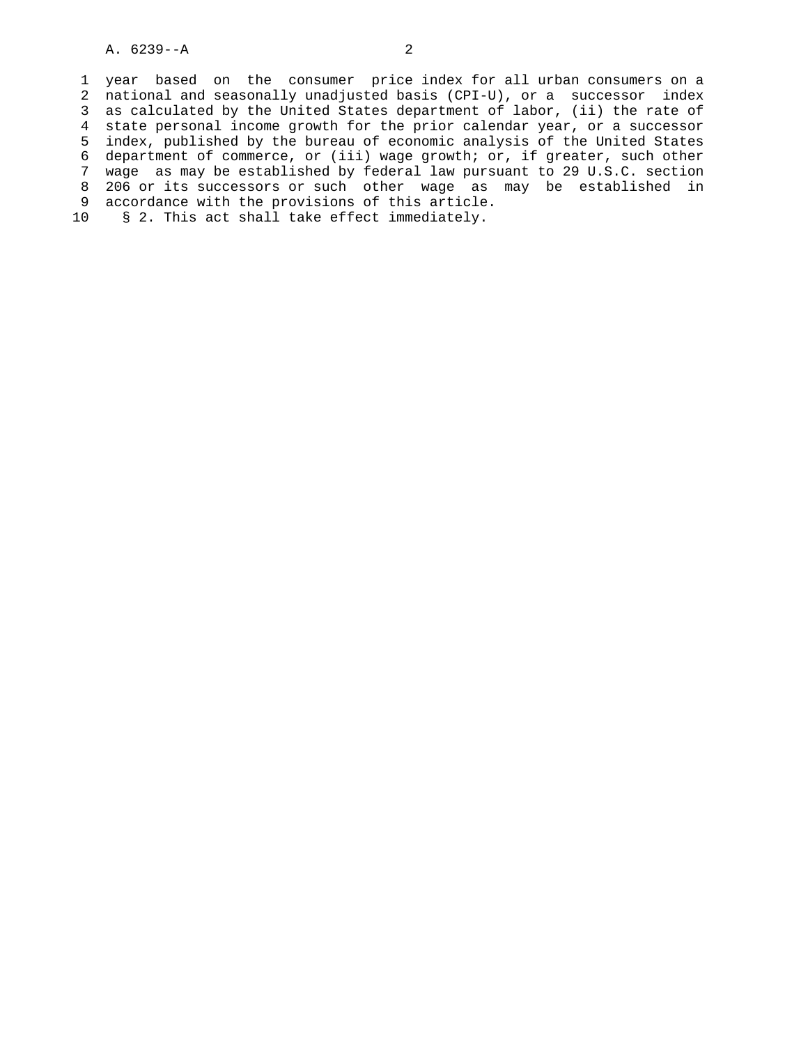year based on the consumer price index for all urban consumers on a national and seasonally unadjusted basis (CPI-U), or a successor index as calculated by the United States department of labor, (ii) the rate of state personal income growth for the prior calendar year, or a successor index, published by the bureau of economic analysis of the United States department of commerce, or (iii) wage growth; or, if greater, such other wage as may be established by federal law pursuant to 29 U.S.C. section 206 or its successors or such other wage as may be established in accordance with the provisions of this article.

§ 2. This act shall take effect immediately.